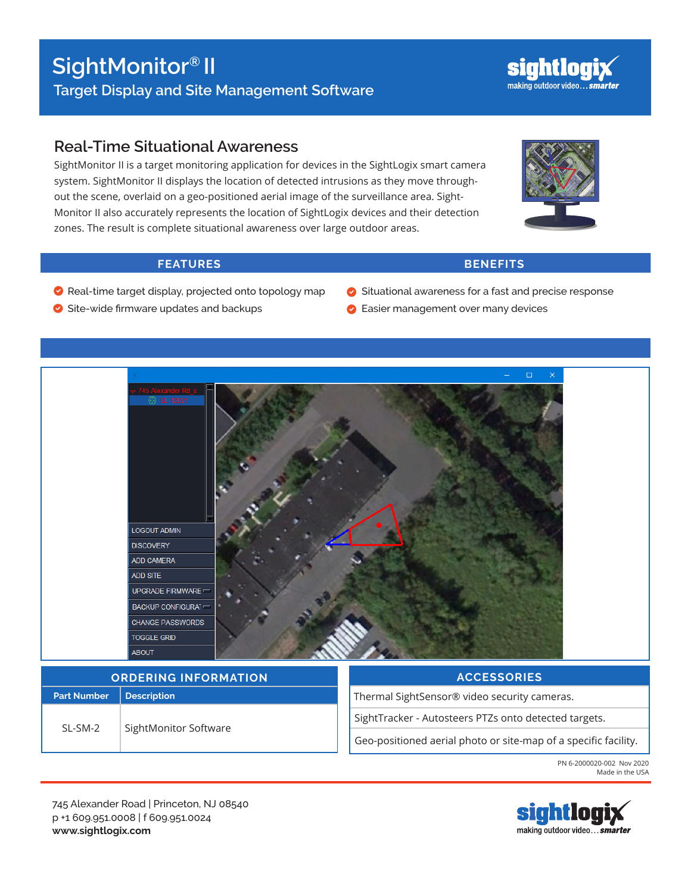# SightMonitor® II

## Target Display and Site Management Software

sightlogix making outdoor video... smarter

## Real-Time Situational Awareness

SightMonitor II is a target monitoring application for devices in the SightLogix smart camera system. SightMonitor II displays the location of detected intrusions as they move throughout the scene, overlaid on a geo-positioned aerial image of the surveillance area. SightMonitor II also accurately represents the location of SightLogix devices and their detection zones. The result is complete situational awareness over large outdoor areas.

| FEATURES | BENEFITS |
|---|---|
| Real-time target display, projected onto topology map | Situational awareness for a fast and precise response |
| Site-wide firmware updates and backups | Easier management over many devices |

745 Alexander Rd_s
SL 12007
LOGOUT ADMIN
DISCOVERY
ADD CAMERA
ADD SITE
UPGRADE FIRMWARE
BACKUP CONFIGURAT
CHANGE PASSWORDS
TOGGLE GRID
ABOUT

| ORDERING INFORMATION | |
|---|---|
| **Part Number** | **Description** |
| SL-SM-2 | SightMonitor Software |

| ACCESSORIES |
|---|
| Thermal SightSensor® video security cameras. |
| SightTracker - Autosteers PTZs onto detected targets. |
| Geo-positioned aerial photo or site-map of a specific facility. |

PN 6-2000020-002 Nov 2020
Made in the USA

745 Alexander Road | Princeton, NJ 08540
p +1 609.951.0008 | f 609.951.0024
**www.sightlogix.com**

sightlogix making outdoor video... smarter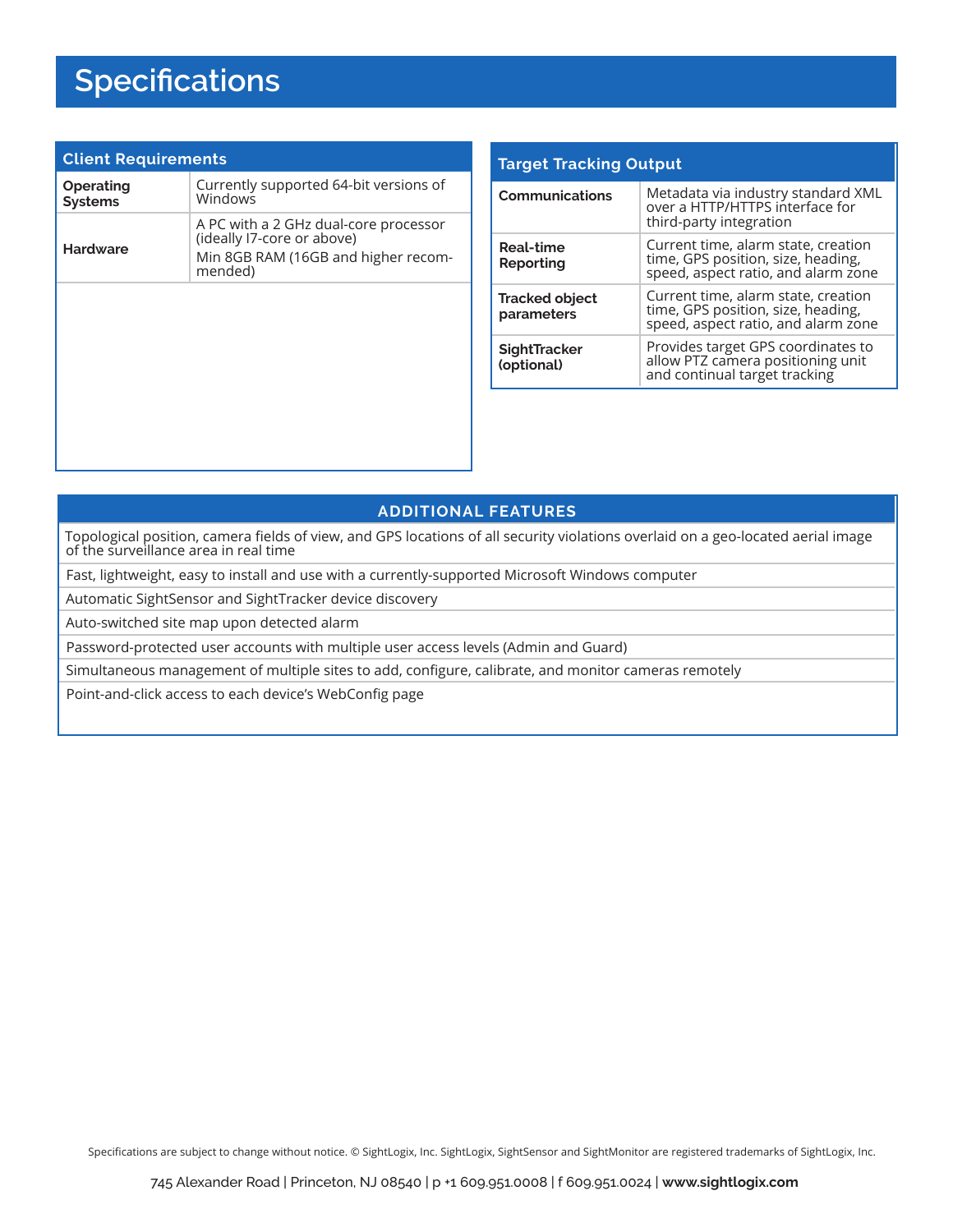# Specifications

| Client Requirements | |
|---|---|
| **Operating Systems** | Currently supported 64-bit versions of Windows |
| **Hardware** | A PC with a 2 GHz dual-core processor (ideally I7-core or above)<br>Min 8GB RAM (16GB and higher recommended) |

| Target Tracking Output | |
|---|---|
| **Communications** | Metadata via industry standard XML over a HTTP/HTTPS interface for third-party integration |
| **Real-time Reporting** | Current time, alarm state, creation time, GPS position, size, heading, speed, aspect ratio, and alarm zone |
| **Tracked object parameters** | Current time, alarm state, creation time, GPS position, size, heading, speed, aspect ratio, and alarm zone |
| **SightTracker (optional)** | Provides target GPS coordinates to allow PTZ camera positioning unit and continual target tracking |

| ADDITIONAL FEATURES |
|---|
| Topological position, camera fields of view, and GPS locations of all security violations overlaid on a geo-located aerial image of the surveillance area in real time |
| Fast, lightweight, easy to install and use with a currently-supported Microsoft Windows computer |
| Automatic SightSensor and SightTracker device discovery |
| Auto-switched site map upon detected alarm |
| Password-protected user accounts with multiple user access levels (Admin and Guard) |
| Simultaneous management of multiple sites to add, configure, calibrate, and monitor cameras remotely |
| Point-and-click access to each device's WebConfig page |

Specifications are subject to change without notice. © SightLogix, Inc. SightLogix, SightSensor and SightMonitor are registered trademarks of SightLogix, Inc.

745 Alexander Road | Princeton, NJ 08540 | p +1 609.951.0008 | f 609.951.0024 | **www.sightlogix.com**